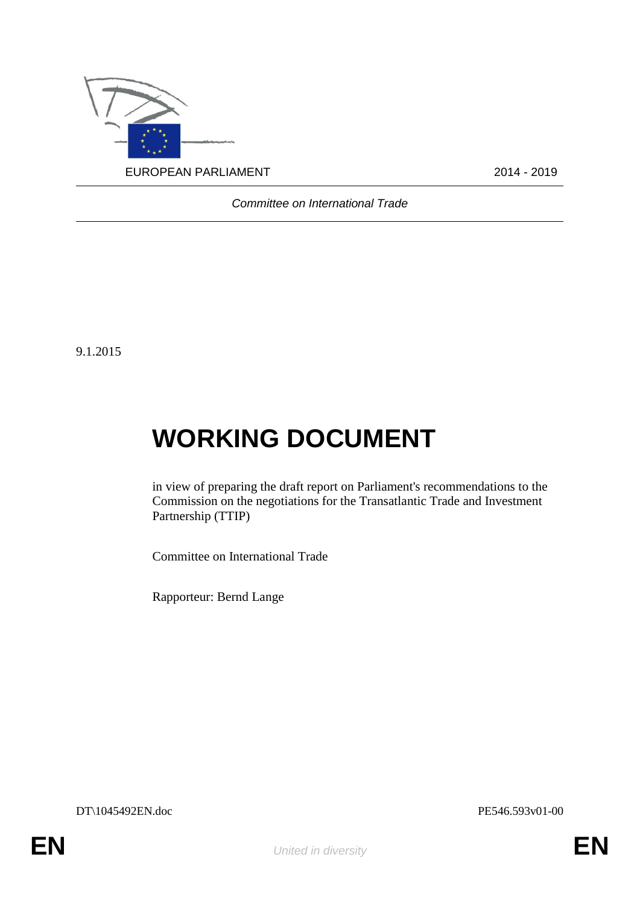EUROPEAN PARLIAMENT 2014 - 2019

*Committee on International Trade*

9.1.2015

# WORKING DOCUMENT

in view of preparing the draft report on Parliament's recommendations to the Commission on the negotiations for the Transatlantic Trade and Investment Partnership (TTIP)

Committee on International Trade

Rapporteur: Bernd Lange

DT\1045492EN.doc PE546.593v01-00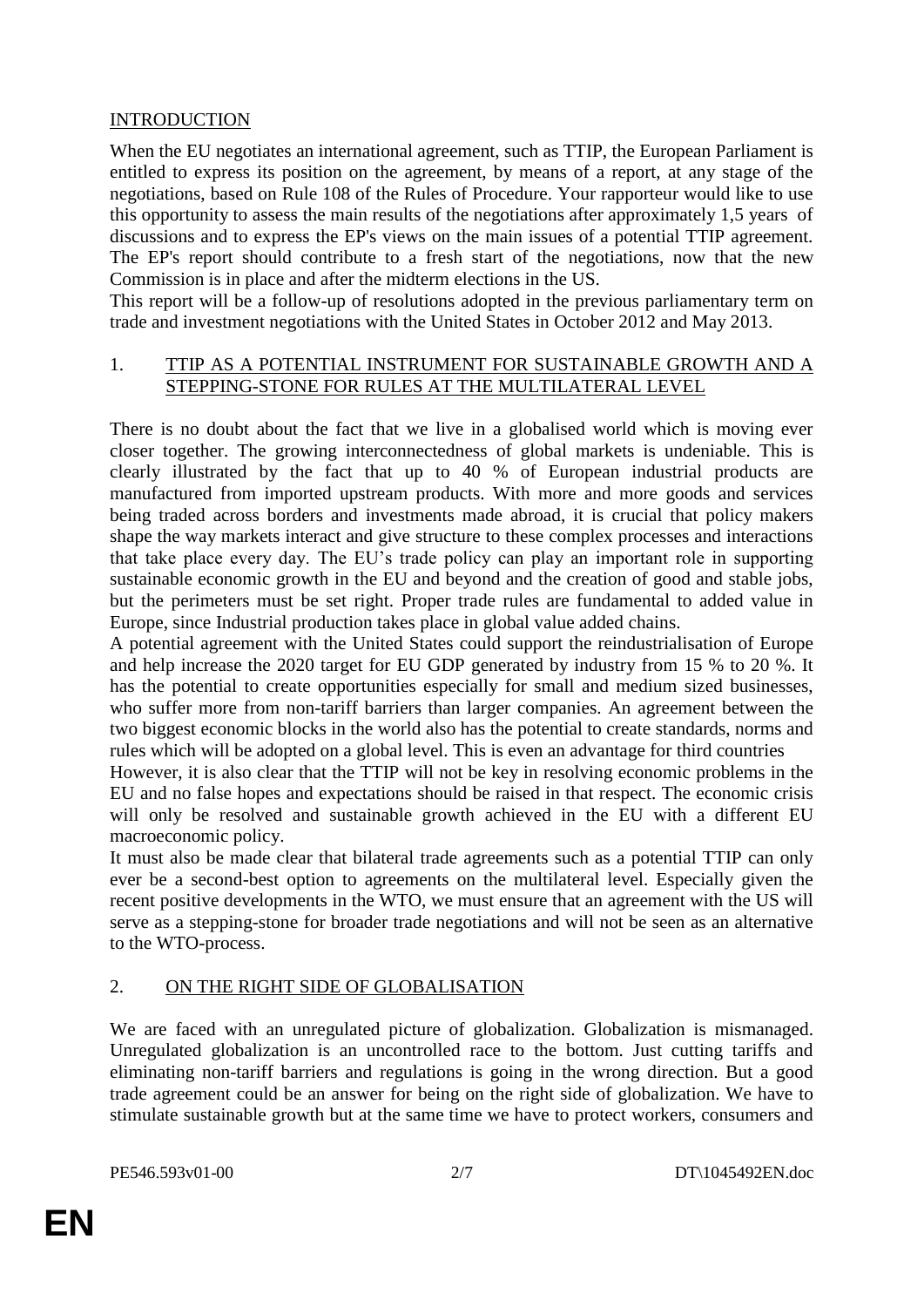## INTRODUCTION

When the EU negotiates an international agreement, such as TTIP, the European Parliament is entitled to express its position on the agreement, by means of a report, at any stage of the negotiations, based on Rule 108 of the Rules of Procedure. Your rapporteur would like to use this opportunity to assess the main results of the negotiations after approximately 1,5 years of discussions and to express the EP's views on the main issues of a potential TTIP agreement. The EP's report should contribute to a fresh start of the negotiations, now that the new Commission is in place and after the midterm elections in the US.

This report will be a follow-up of resolutions adopted in the previous parliamentary term on trade and investment negotiations with the United States in October 2012 and May 2013.

## 1. TTIP AS A POTENTIAL INSTRUMENT FOR SUSTAINABLE GROWTH AND A STEPPING-STONE FOR RULES AT THE MULTILATERAL LEVEL

There is no doubt about the fact that we live in a globalised world which is moving ever closer together. The growing interconnectedness of global markets is undeniable. This is clearly illustrated by the fact that up to 40 % of European industrial products are manufactured from imported upstream products. With more and more goods and services being traded across borders and investments made abroad, it is crucial that policy makers shape the way markets interact and give structure to these complex processes and interactions that take place every day. The EU's trade policy can play an important role in supporting sustainable economic growth in the EU and beyond and the creation of good and stable jobs, but the perimeters must be set right. Proper trade rules are fundamental to added value in Europe, since Industrial production takes place in global value added chains.

A potential agreement with the United States could support the reindustrialisation of Europe and help increase the 2020 target for EU GDP generated by industry from 15 % to 20 %. It has the potential to create opportunities especially for small and medium sized businesses, who suffer more from non-tariff barriers than larger companies. An agreement between the two biggest economic blocks in the world also has the potential to create standards, norms and rules which will be adopted on a global level. This is even an advantage for third countries

However, it is also clear that the TTIP will not be key in resolving economic problems in the EU and no false hopes and expectations should be raised in that respect. The economic crisis will only be resolved and sustainable growth achieved in the EU with a different EU macroeconomic policy.

It must also be made clear that bilateral trade agreements such as a potential TTIP can only ever be a second-best option to agreements on the multilateral level. Especially given the recent positive developments in the WTO, we must ensure that an agreement with the US will serve as a stepping-stone for broader trade negotiations and will not be seen as an alternative to the WTO-process.

## 2. ON THE RIGHT SIDE OF GLOBALISATION

We are faced with an unregulated picture of globalization. Globalization is mismanaged. Unregulated globalization is an uncontrolled race to the bottom. Just cutting tariffs and eliminating non-tariff barriers and regulations is going in the wrong direction. But a good trade agreement could be an answer for being on the right side of globalization. We have to stimulate sustainable growth but at the same time we have to protect workers, consumers and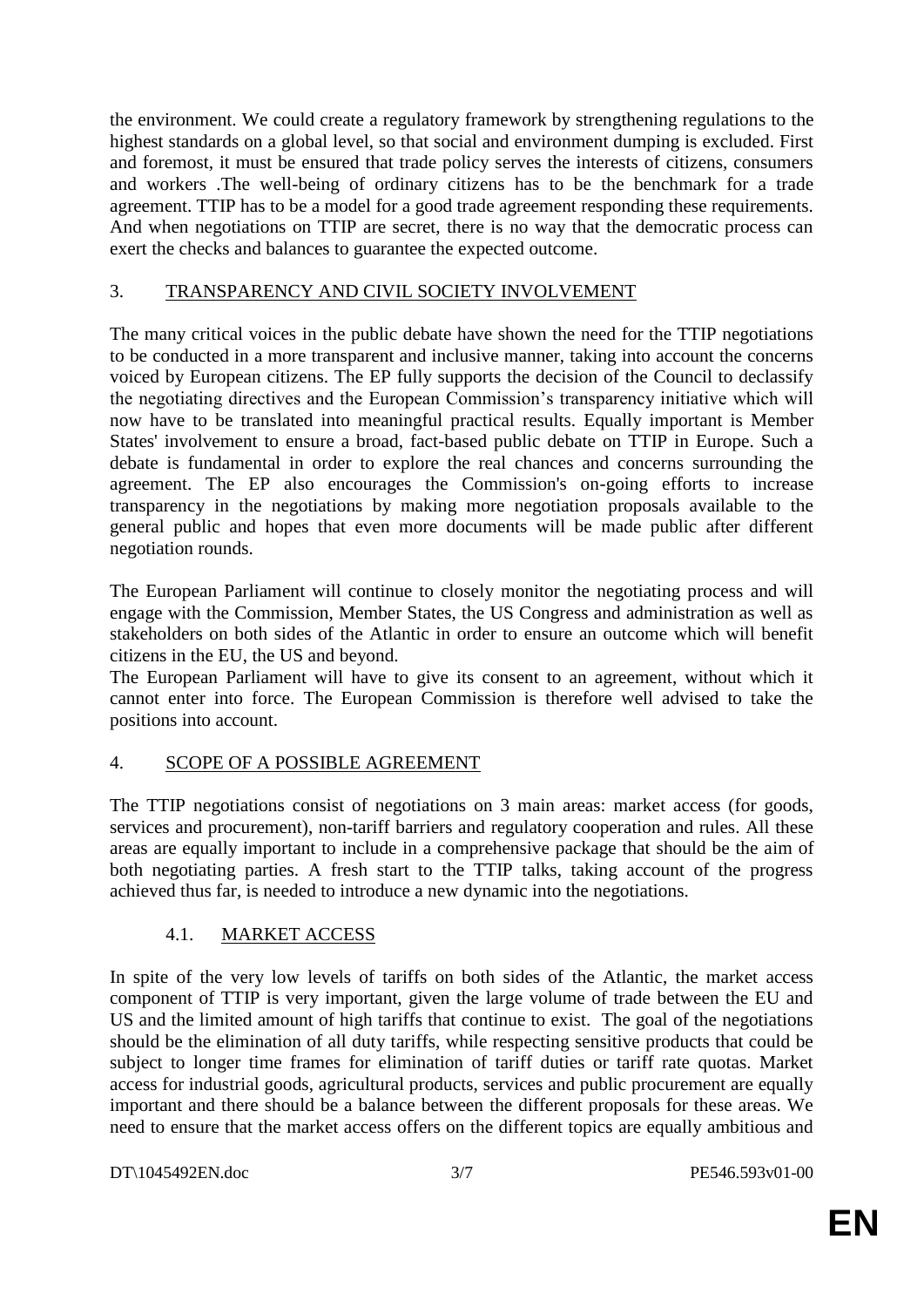the environment. We could create a regulatory framework by strengthening regulations to the highest standards on a global level, so that social and environment dumping is excluded. First and foremost, it must be ensured that trade policy serves the interests of citizens, consumers and workers .The well-being of ordinary citizens has to be the benchmark for a trade agreement. TTIP has to be a model for a good trade agreement responding these requirements. And when negotiations on TTIP are secret, there is no way that the democratic process can exert the checks and balances to guarantee the expected outcome.

## 3. TRANSPARENCY AND CIVIL SOCIETY INVOLVEMENT

The many critical voices in the public debate have shown the need for the TTIP negotiations to be conducted in a more transparent and inclusive manner, taking into account the concerns voiced by European citizens. The EP fully supports the decision of the Council to declassify the negotiating directives and the European Commission's transparency initiative which will now have to be translated into meaningful practical results. Equally important is Member States' involvement to ensure a broad, fact-based public debate on TTIP in Europe. Such a debate is fundamental in order to explore the real chances and concerns surrounding the agreement. The EP also encourages the Commission's on-going efforts to increase transparency in the negotiations by making more negotiation proposals available to the general public and hopes that even more documents will be made public after different negotiation rounds.

The European Parliament will continue to closely monitor the negotiating process and will engage with the Commission, Member States, the US Congress and administration as well as stakeholders on both sides of the Atlantic in order to ensure an outcome which will benefit citizens in the EU, the US and beyond.

The European Parliament will have to give its consent to an agreement, without which it cannot enter into force. The European Commission is therefore well advised to take the positions into account.

## 4. SCOPE OF A POSSIBLE AGREEMENT

The TTIP negotiations consist of negotiations on 3 main areas: market access (for goods, services and procurement), non-tariff barriers and regulatory cooperation and rules. All these areas are equally important to include in a comprehensive package that should be the aim of both negotiating parties. A fresh start to the TTIP talks, taking account of the progress achieved thus far, is needed to introduce a new dynamic into the negotiations.

### 4.1. MARKET ACCESS

In spite of the very low levels of tariffs on both sides of the Atlantic, the market access component of TTIP is very important, given the large volume of trade between the EU and US and the limited amount of high tariffs that continue to exist. The goal of the negotiations should be the elimination of all duty tariffs, while respecting sensitive products that could be subject to longer time frames for elimination of tariff duties or tariff rate quotas. Market access for industrial goods, agricultural products, services and public procurement are equally important and there should be a balance between the different proposals for these areas. We need to ensure that the market access offers on the different topics are equally ambitious and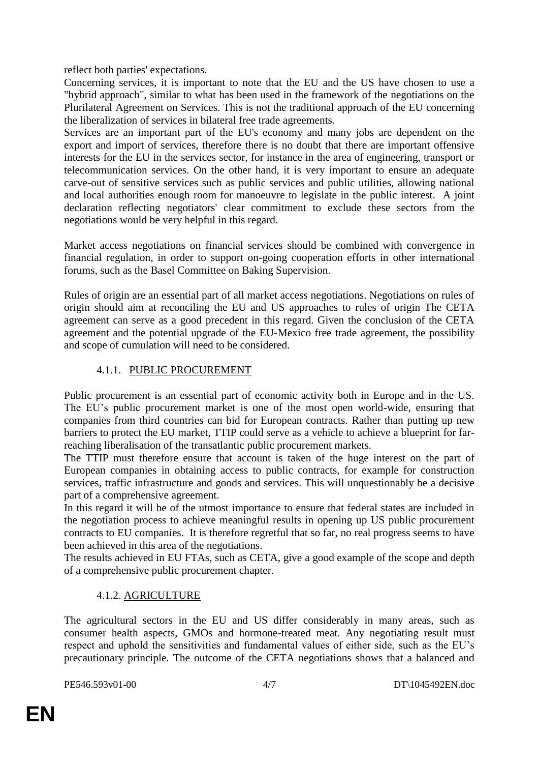reflect both parties' expectations.

Concerning services, it is important to note that the EU and the US have chosen to use a "hybrid approach", similar to what has been used in the framework of the negotiations on the Plurilateral Agreement on Services. This is not the traditional approach of the EU concerning the liberalization of services in bilateral free trade agreements.

Services are an important part of the EU's economy and many jobs are dependent on the export and import of services, therefore there is no doubt that there are important offensive interests for the EU in the services sector, for instance in the area of engineering, transport or telecommunication services. On the other hand, it is very important to ensure an adequate carve-out of sensitive services such as public services and public utilities, allowing national and local authorities enough room for manoeuvre to legislate in the public interest. A joint declaration reflecting negotiators' clear commitment to exclude these sectors from the negotiations would be very helpful in this regard.

Market access negotiations on financial services should be combined with convergence in financial regulation, in order to support on-going cooperation efforts in other international forums, such as the Basel Committee on Baking Supervision.

Rules of origin are an essential part of all market access negotiations. Negotiations on rules of origin should aim at reconciling the EU and US approaches to rules of origin The CETA agreement can serve as a good precedent in this regard. Given the conclusion of the CETA agreement and the potential upgrade of the EU-Mexico free trade agreement, the possibility and scope of cumulation will need to be considered.

### 4.1.1. PUBLIC PROCUREMENT

Public procurement is an essential part of economic activity both in Europe and in the US. The EU's public procurement market is one of the most open world-wide, ensuring that companies from third countries can bid for European contracts. Rather than putting up new barriers to protect the EU market, TTIP could serve as a vehicle to achieve a blueprint for far-reaching liberalisation of the transatlantic public procurement markets.

The TTIP must therefore ensure that account is taken of the huge interest on the part of European companies in obtaining access to public contracts, for example for construction services, traffic infrastructure and goods and services. This will unquestionably be a decisive part of a comprehensive agreement.

In this regard it will be of the utmost importance to ensure that federal states are included in the negotiation process to achieve meaningful results in opening up US public procurement contracts to EU companies. It is therefore regretful that so far, no real progress seems to have been achieved in this area of the negotiations.

The results achieved in EU FTAs, such as CETA, give a good example of the scope and depth of a comprehensive public procurement chapter.

### 4.1.2. AGRICULTURE

The agricultural sectors in the EU and US differ considerably in many areas, such as consumer health aspects, GMOs and hormone-treated meat. Any negotiating result must respect and uphold the sensitivities and fundamental values of either side, such as the EU's precautionary principle. The outcome of the CETA negotiations shows that a balanced and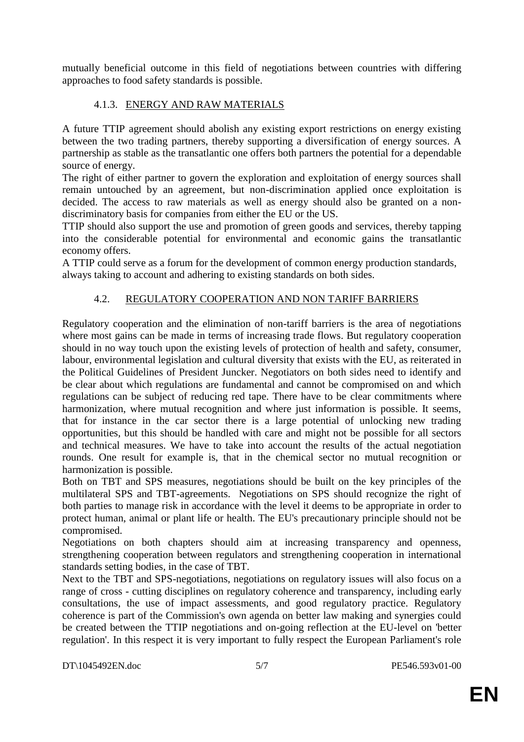mutually beneficial outcome in this field of negotiations between countries with differing approaches to food safety standards is possible.

### 4.1.3. ENERGY AND RAW MATERIALS

A future TTIP agreement should abolish any existing export restrictions on energy existing between the two trading partners, thereby supporting a diversification of energy sources. A partnership as stable as the transatlantic one offers both partners the potential for a dependable source of energy.

The right of either partner to govern the exploration and exploitation of energy sources shall remain untouched by an agreement, but non-discrimination applied once exploitation is decided. The access to raw materials as well as energy should also be granted on a non-discriminatory basis for companies from either the EU or the US.

TTIP should also support the use and promotion of green goods and services, thereby tapping into the considerable potential for environmental and economic gains the transatlantic economy offers.

A TTIP could serve as a forum for the development of common energy production standards, always taking to account and adhering to existing standards on both sides.

## 4.2. REGULATORY COOPERATION AND NON TARIFF BARRIERS

Regulatory cooperation and the elimination of non-tariff barriers is the area of negotiations where most gains can be made in terms of increasing trade flows. But regulatory cooperation should in no way touch upon the existing levels of protection of health and safety, consumer, labour, environmental legislation and cultural diversity that exists with the EU, as reiterated in the Political Guidelines of President Juncker. Negotiators on both sides need to identify and be clear about which regulations are fundamental and cannot be compromised on and which regulations can be subject of reducing red tape. There have to be clear commitments where harmonization, where mutual recognition and where just information is possible. It seems, that for instance in the car sector there is a large potential of unlocking new trading opportunities, but this should be handled with care and might not be possible for all sectors and technical measures. We have to take into account the results of the actual negotiation rounds. One result for example is, that in the chemical sector no mutual recognition or harmonization is possible.

Both on TBT and SPS measures, negotiations should be built on the key principles of the multilateral SPS and TBT-agreements. Negotiations on SPS should recognize the right of both parties to manage risk in accordance with the level it deems to be appropriate in order to protect human, animal or plant life or health. The EU's precautionary principle should not be compromised.

Negotiations on both chapters should aim at increasing transparency and openness, strengthening cooperation between regulators and strengthening cooperation in international standards setting bodies, in the case of TBT.

Next to the TBT and SPS-negotiations, negotiations on regulatory issues will also focus on a range of cross - cutting disciplines on regulatory coherence and transparency, including early consultations, the use of impact assessments, and good regulatory practice. Regulatory coherence is part of the Commission's own agenda on better law making and synergies could be created between the TTIP negotiations and on-going reflection at the EU-level on 'better regulation'. In this respect it is very important to fully respect the European Parliament's role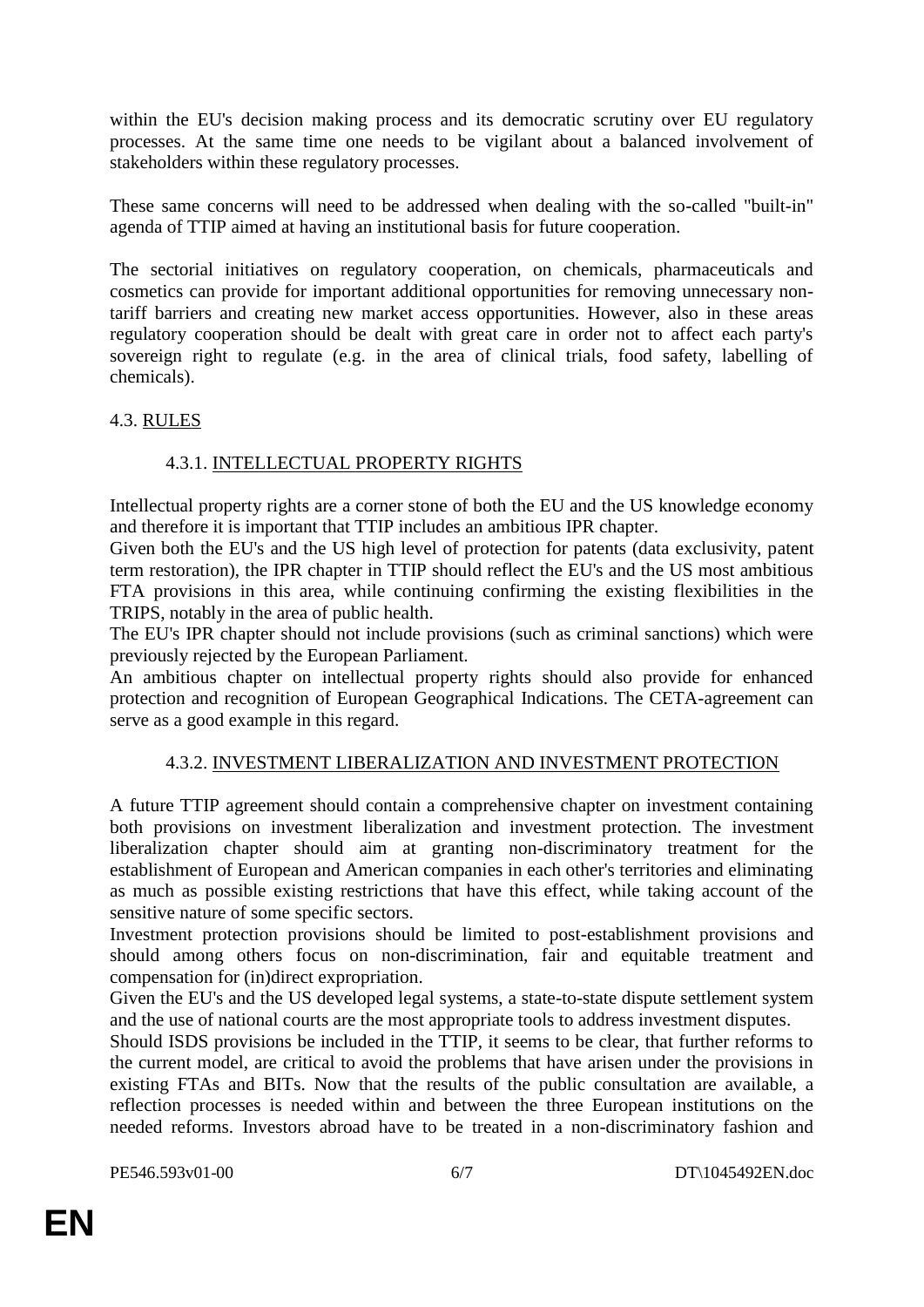within the EU's decision making process and its democratic scrutiny over EU regulatory processes. At the same time one needs to be vigilant about a balanced involvement of stakeholders within these regulatory processes.

These same concerns will need to be addressed when dealing with the so-called "built-in" agenda of TTIP aimed at having an institutional basis for future cooperation.

The sectorial initiatives on regulatory cooperation, on chemicals, pharmaceuticals and cosmetics can provide for important additional opportunities for removing unnecessary non-tariff barriers and creating new market access opportunities. However, also in these areas regulatory cooperation should be dealt with great care in order not to affect each party's sovereign right to regulate (e.g. in the area of clinical trials, food safety, labelling of chemicals).

## 4.3. RULES

### 4.3.1. INTELLECTUAL PROPERTY RIGHTS

Intellectual property rights are a corner stone of both the EU and the US knowledge economy and therefore it is important that TTIP includes an ambitious IPR chapter.
Given both the EU's and the US high level of protection for patents (data exclusivity, patent term restoration), the IPR chapter in TTIP should reflect the EU's and the US most ambitious FTA provisions in this area, while continuing confirming the existing flexibilities in the TRIPS, notably in the area of public health.
The EU's IPR chapter should not include provisions (such as criminal sanctions) which were previously rejected by the European Parliament.
An ambitious chapter on intellectual property rights should also provide for enhanced protection and recognition of European Geographical Indications. The CETA-agreement can serve as a good example in this regard.

### 4.3.2. INVESTMENT LIBERALIZATION AND INVESTMENT PROTECTION

A future TTIP agreement should contain a comprehensive chapter on investment containing both provisions on investment liberalization and investment protection. The investment liberalization chapter should aim at granting non-discriminatory treatment for the establishment of European and American companies in each other's territories and eliminating as much as possible existing restrictions that have this effect, while taking account of the sensitive nature of some specific sectors.
Investment protection provisions should be limited to post-establishment provisions and should among others focus on non-discrimination, fair and equitable treatment and compensation for (in)direct expropriation.
Given the EU's and the US developed legal systems, a state-to-state dispute settlement system and the use of national courts are the most appropriate tools to address investment disputes.
Should ISDS provisions be included in the TTIP, it seems to be clear, that further reforms to the current model, are critical to avoid the problems that have arisen under the provisions in existing FTAs and BITs. Now that the results of the public consultation are available, a reflection processes is needed within and between the three European institutions on the needed reforms. Investors abroad have to be treated in a non-discriminatory fashion and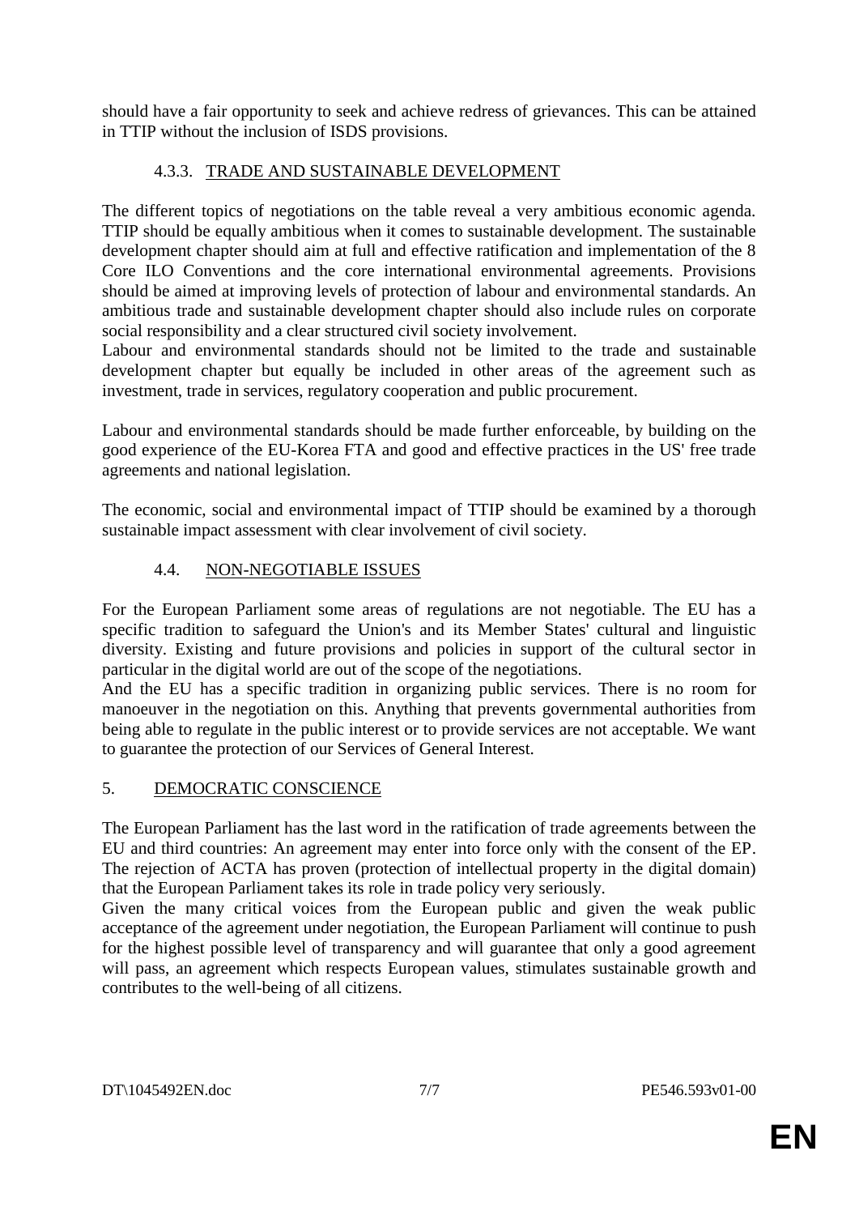should have a fair opportunity to seek and achieve redress of grievances. This can be attained in TTIP without the inclusion of ISDS provisions.

### 4.3.3. TRADE AND SUSTAINABLE DEVELOPMENT

The different topics of negotiations on the table reveal a very ambitious economic agenda. TTIP should be equally ambitious when it comes to sustainable development. The sustainable development chapter should aim at full and effective ratification and implementation of the 8 Core ILO Conventions and the core international environmental agreements. Provisions should be aimed at improving levels of protection of labour and environmental standards. An ambitious trade and sustainable development chapter should also include rules on corporate social responsibility and a clear structured civil society involvement.

Labour and environmental standards should not be limited to the trade and sustainable development chapter but equally be included in other areas of the agreement such as investment, trade in services, regulatory cooperation and public procurement.

Labour and environmental standards should be made further enforceable, by building on the good experience of the EU-Korea FTA and good and effective practices in the US' free trade agreements and national legislation.

The economic, social and environmental impact of TTIP should be examined by a thorough sustainable impact assessment with clear involvement of civil society.

### 4.4. NON-NEGOTIABLE ISSUES

For the European Parliament some areas of regulations are not negotiable. The EU has a specific tradition to safeguard the Union's and its Member States' cultural and linguistic diversity. Existing and future provisions and policies in support of the cultural sector in particular in the digital world are out of the scope of the negotiations.

And the EU has a specific tradition in organizing public services. There is no room for manoeuver in the negotiation on this. Anything that prevents governmental authorities from being able to regulate in the public interest or to provide services are not acceptable. We want to guarantee the protection of our Services of General Interest.

## 5. DEMOCRATIC CONSCIENCE

The European Parliament has the last word in the ratification of trade agreements between the EU and third countries: An agreement may enter into force only with the consent of the EP. The rejection of ACTA has proven (protection of intellectual property in the digital domain) that the European Parliament takes its role in trade policy very seriously.

Given the many critical voices from the European public and given the weak public acceptance of the agreement under negotiation, the European Parliament will continue to push for the highest possible level of transparency and will guarantee that only a good agreement will pass, an agreement which respects European values, stimulates sustainable growth and contributes to the well-being of all citizens.